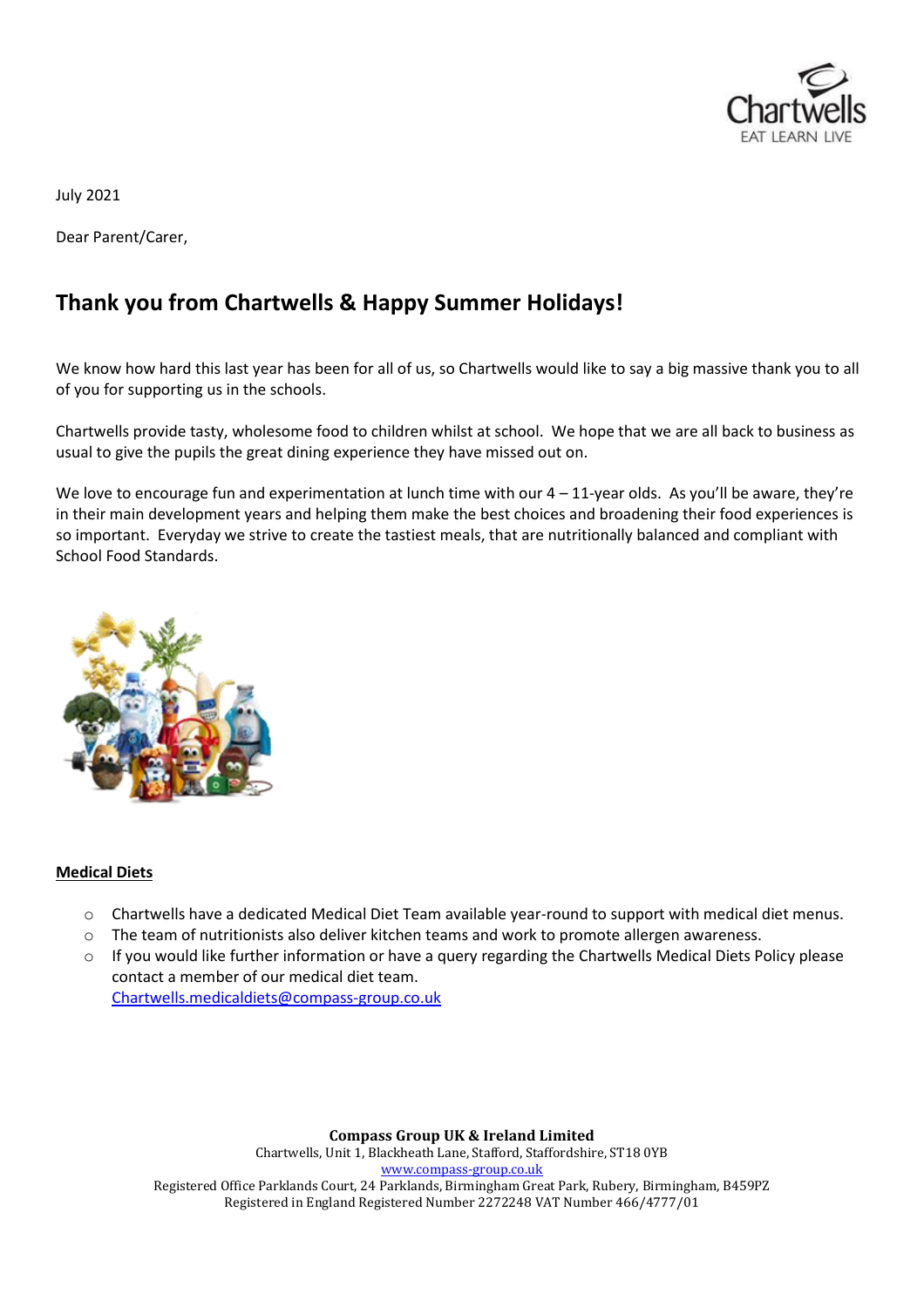July 2021

Dear Parent/Carer,

## Thank you from Chartwells & Happy Summer Holidays!

We know how hard this last year has been for all of us, so Chartwells would like to say a big massive thank you to all of you for supporting us in the schools.

Chartwells provide tasty, wholesome food to children whilst at school. We hope that we are all back to business as usual to give the pupils the great dining experience they have missed out on.

We love to encourage fun and experimentation at lunch time with our 4 – 11-year olds. As you'll be aware, they're in their main development years and helping them make the best choices and broadening their food experiences is so important. Everyday we strive to create the tastiest meals, that are nutritionally balanced and compliant with School Food Standards.

**Medical Diets**

- Chartwells have a dedicated Medical Diet Team available year-round to support with medical diet menus.
- The team of nutritionists also deliver kitchen teams and work to promote allergen awareness.
- If you would like further information or have a query regarding the Chartwells Medical Diets Policy please contact a member of our medical diet team.
  Chartwells.medicaldiets@compass-group.co.uk

**Compass Group UK & Ireland Limited**
Chartwells, Unit 1, Blackheath Lane, Stafford, Staffordshire, ST18 0YB
www.compass-group.co.uk
Registered Office Parklands Court, 24 Parklands, Birmingham Great Park, Rubery, Birmingham, B459PZ
Registered in England Registered Number 2272248 VAT Number 466/4777/01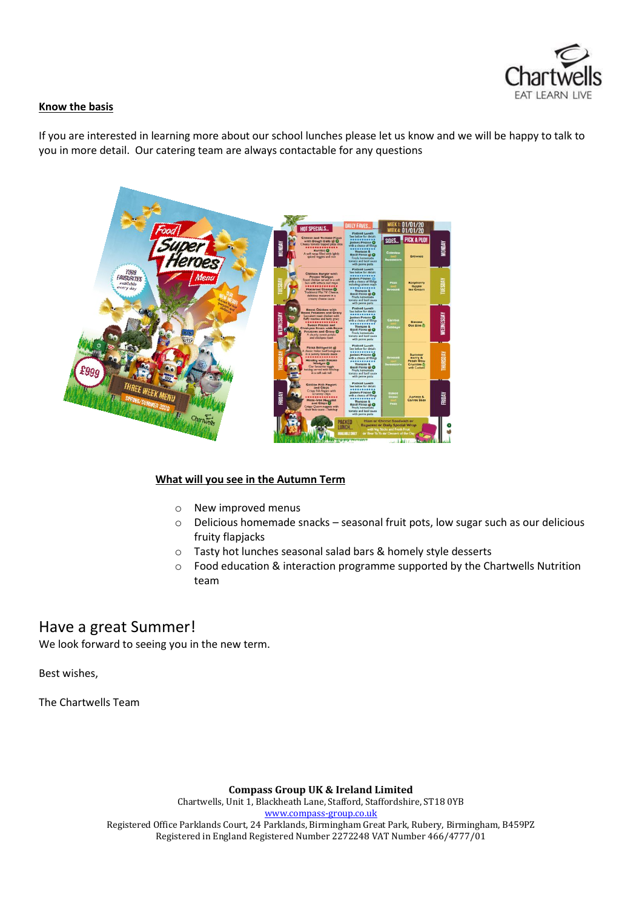**Know the basis**

If you are interested in learning more about our school lunches please let us know and we will be happy to talk to you in more detail. Our catering team are always contactable for any questions

**What will you see in the Autumn Term**

- New improved menus
- Delicious homemade snacks – seasonal fruit pots, low sugar such as our delicious fruity flapjacks
- Tasty hot lunches seasonal salad bars & homely style desserts
- Food education & interaction programme supported by the Chartwells Nutrition team

## Have a great Summer!

We look forward to seeing you in the new term.

Best wishes,

The Chartwells Team

**Compass Group UK & Ireland Limited**
Chartwells, Unit 1, Blackheath Lane, Stafford, Staffordshire, ST18 0YB
www.compass-group.co.uk
Registered Office Parklands Court, 24 Parklands, Birmingham Great Park, Rubery, Birmingham, B459PZ
Registered in England Registered Number 2272248 VAT Number 466/4777/01